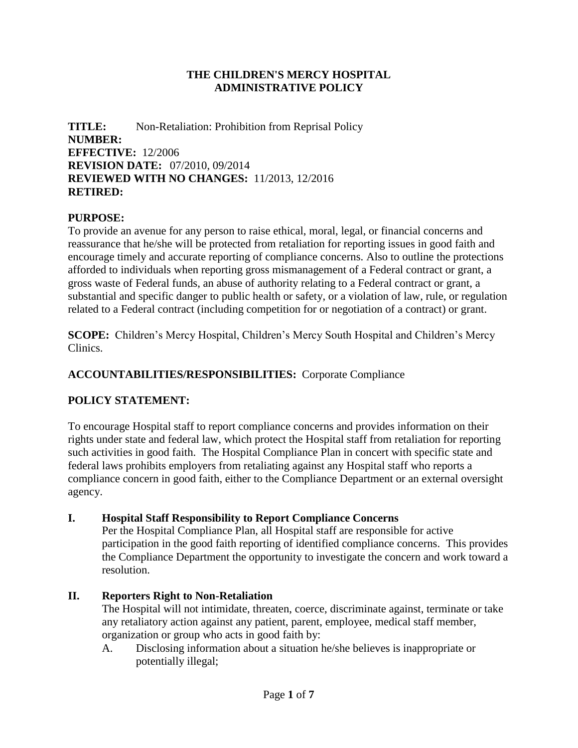**THE CHILDREN'S MERCY HOSPITAL**
**ADMINISTRATIVE POLICY**

**TITLE:** Non-Retaliation: Prohibition from Reprisal Policy
**NUMBER:**
**EFFECTIVE:** 12/2006
**REVISION DATE:** 07/2010, 09/2014
**REVIEWED WITH NO CHANGES:** 11/2013, 12/2016
**RETIRED:**

**PURPOSE:**
To provide an avenue for any person to raise ethical, moral, legal, or financial concerns and reassurance that he/she will be protected from retaliation for reporting issues in good faith and encourage timely and accurate reporting of compliance concerns. Also to outline the protections afforded to individuals when reporting gross mismanagement of a Federal contract or grant, a gross waste of Federal funds, an abuse of authority relating to a Federal contract or grant, a substantial and specific danger to public health or safety, or a violation of law, rule, or regulation related to a Federal contract (including competition for or negotiation of a contract) or grant.

**SCOPE:** Children's Mercy Hospital, Children's Mercy South Hospital and Children's Mercy Clinics.

**ACCOUNTABILITIES/RESPONSIBILITIES:** Corporate Compliance

**POLICY STATEMENT:**

To encourage Hospital staff to report compliance concerns and provides information on their rights under state and federal law, which protect the Hospital staff from retaliation for reporting such activities in good faith. The Hospital Compliance Plan in concert with specific state and federal laws prohibits employers from retaliating against any Hospital staff who reports a compliance concern in good faith, either to the Compliance Department or an external oversight agency.

**I. Hospital Staff Responsibility to Report Compliance Concerns**

Per the Hospital Compliance Plan, all Hospital staff are responsible for active participation in the good faith reporting of identified compliance concerns. This provides the Compliance Department the opportunity to investigate the concern and work toward a resolution.

**II. Reporters Right to Non-Retaliation**

The Hospital will not intimidate, threaten, coerce, discriminate against, terminate or take any retaliatory action against any patient, parent, employee, medical staff member, organization or group who acts in good faith by:

A. Disclosing information about a situation he/she believes is inappropriate or potentially illegal;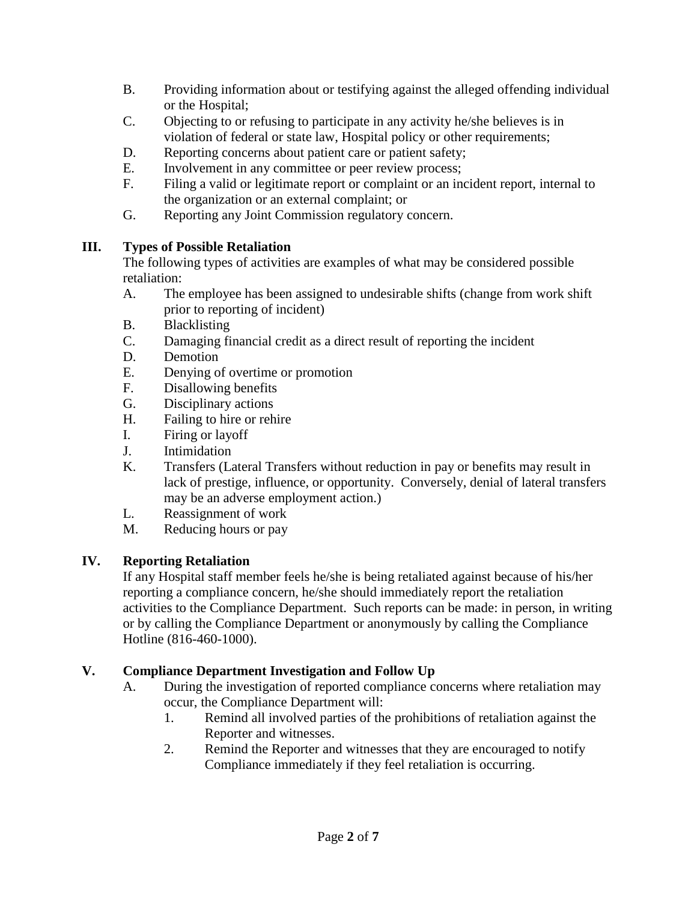B. Providing information about or testifying against the alleged offending individual or the Hospital;

C. Objecting to or refusing to participate in any activity he/she believes is in violation of federal or state law, Hospital policy or other requirements;

D. Reporting concerns about patient care or patient safety;

E. Involvement in any committee or peer review process;

F. Filing a valid or legitimate report or complaint or an incident report, internal to the organization or an external complaint; or

G. Reporting any Joint Commission regulatory concern.

## III. Types of Possible Retaliation

The following types of activities are examples of what may be considered possible retaliation:

A. The employee has been assigned to undesirable shifts (change from work shift prior to reporting of incident)

B. Blacklisting

C. Damaging financial credit as a direct result of reporting the incident

D. Demotion

E. Denying of overtime or promotion

F. Disallowing benefits

G. Disciplinary actions

H. Failing to hire or rehire

I. Firing or layoff

J. Intimidation

K. Transfers (Lateral Transfers without reduction in pay or benefits may result in lack of prestige, influence, or opportunity. Conversely, denial of lateral transfers may be an adverse employment action.)

L. Reassignment of work

M. Reducing hours or pay

## IV. Reporting Retaliation

If any Hospital staff member feels he/she is being retaliated against because of his/her reporting a compliance concern, he/she should immediately report the retaliation activities to the Compliance Department. Such reports can be made: in person, in writing or by calling the Compliance Department or anonymously by calling the Compliance Hotline (816-460-1000).

## V. Compliance Department Investigation and Follow Up

A. During the investigation of reported compliance concerns where retaliation may occur, the Compliance Department will:

1. Remind all involved parties of the prohibitions of retaliation against the Reporter and witnesses.
2. Remind the Reporter and witnesses that they are encouraged to notify Compliance immediately if they feel retaliation is occurring.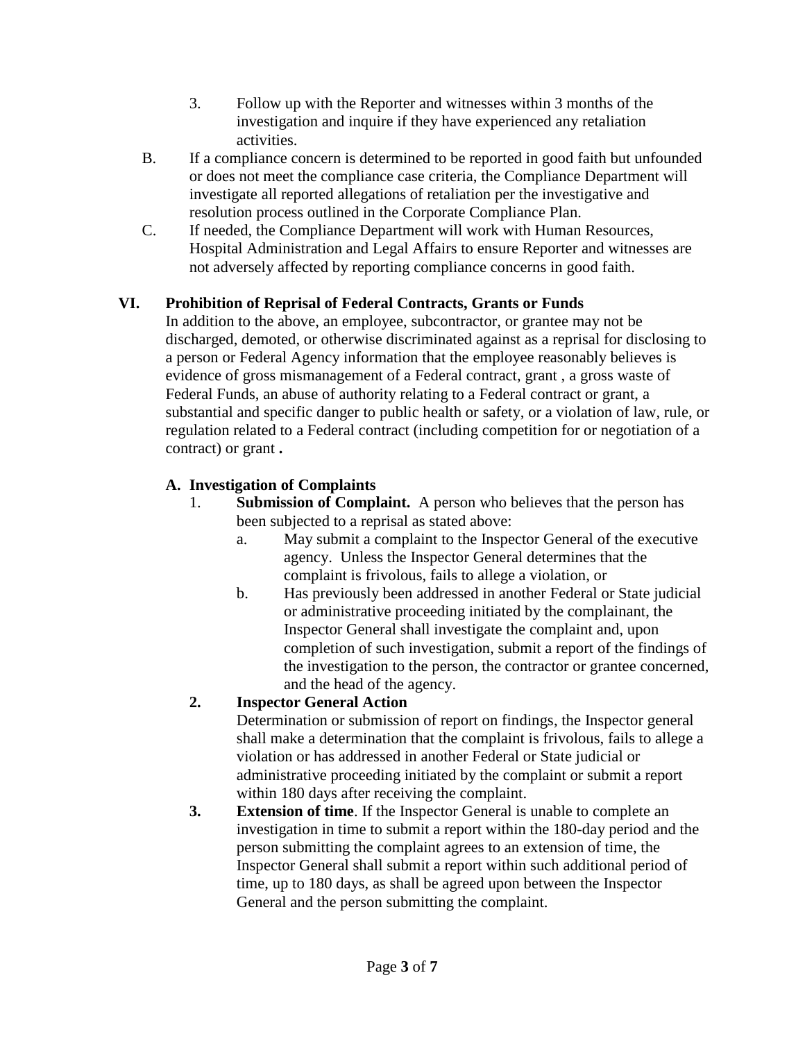3. Follow up with the Reporter and witnesses within 3 months of the investigation and inquire if they have experienced any retaliation activities.

B. If a compliance concern is determined to be reported in good faith but unfounded or does not meet the compliance case criteria, the Compliance Department will investigate all reported allegations of retaliation per the investigative and resolution process outlined in the Corporate Compliance Plan.

C. If needed, the Compliance Department will work with Human Resources, Hospital Administration and Legal Affairs to ensure Reporter and witnesses are not adversely affected by reporting compliance concerns in good faith.

## VI. Prohibition of Reprisal of Federal Contracts, Grants or Funds

In addition to the above, an employee, subcontractor, or grantee may not be discharged, demoted, or otherwise discriminated against as a reprisal for disclosing to a person or Federal Agency information that the employee reasonably believes is evidence of gross mismanagement of a Federal contract, grant , a gross waste of Federal Funds, an abuse of authority relating to a Federal contract or grant, a substantial and specific danger to public health or safety, or a violation of law, rule, or regulation related to a Federal contract (including competition for or negotiation of a contract) or grant **.**

### A. Investigation of Complaints

1. **Submission of Complaint.** A person who believes that the person has been subjected to a reprisal as stated above:
   a. May submit a complaint to the Inspector General of the executive agency. Unless the Inspector General determines that the complaint is frivolous, fails to allege a violation, or
   b. Has previously been addressed in another Federal or State judicial or administrative proceeding initiated by the complainant, the Inspector General shall investigate the complaint and, upon completion of such investigation, submit a report of the findings of the investigation to the person, the contractor or grantee concerned, and the head of the agency.

**2. Inspector General Action**
Determination or submission of report on findings, the Inspector general shall make a determination that the complaint is frivolous, fails to allege a violation or has addressed in another Federal or State judicial or administrative proceeding initiated by the complaint or submit a report within 180 days after receiving the complaint.

**3. Extension of time**. If the Inspector General is unable to complete an investigation in time to submit a report within the 180-day period and the person submitting the complaint agrees to an extension of time, the Inspector General shall submit a report within such additional period of time, up to 180 days, as shall be agreed upon between the Inspector General and the person submitting the complaint.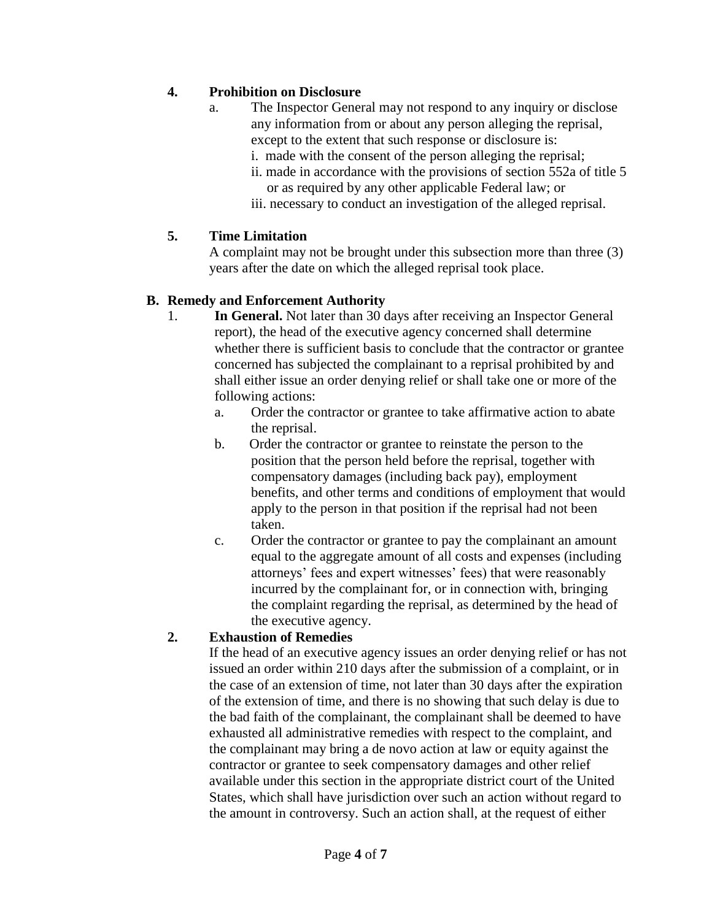4. **Prohibition on Disclosure**

   a. The Inspector General may not respond to any inquiry or disclose any information from or about any person alleging the reprisal, except to the extent that such response or disclosure is:

      i. made with the consent of the person alleging the reprisal;

      ii. made in accordance with the provisions of section 552a of title 5 or as required by any other applicable Federal law; or

      iii. necessary to conduct an investigation of the alleged reprisal.

5. **Time Limitation**

   A complaint may not be brought under this subsection more than three (3) years after the date on which the alleged reprisal took place.

**B. Remedy and Enforcement Authority**

1. **In General.** Not later than 30 days after receiving an Inspector General report), the head of the executive agency concerned shall determine whether there is sufficient basis to conclude that the contractor or grantee concerned has subjected the complainant to a reprisal prohibited by and shall either issue an order denying relief or shall take one or more of the following actions:

   a. Order the contractor or grantee to take affirmative action to abate the reprisal.

   b. Order the contractor or grantee to reinstate the person to the position that the person held before the reprisal, together with compensatory damages (including back pay), employment benefits, and other terms and conditions of employment that would apply to the person in that position if the reprisal had not been taken.

   c. Order the contractor or grantee to pay the complainant an amount equal to the aggregate amount of all costs and expenses (including attorneys' fees and expert witnesses' fees) that were reasonably incurred by the complainant for, or in connection with, bringing the complaint regarding the reprisal, as determined by the head of the executive agency.

2. **Exhaustion of Remedies**

   If the head of an executive agency issues an order denying relief or has not issued an order within 210 days after the submission of a complaint, or in the case of an extension of time, not later than 30 days after the expiration of the extension of time, and there is no showing that such delay is due to the bad faith of the complainant, the complainant shall be deemed to have exhausted all administrative remedies with respect to the complaint, and the complainant may bring a de novo action at law or equity against the contractor or grantee to seek compensatory damages and other relief available under this section in the appropriate district court of the United States, which shall have jurisdiction over such an action without regard to the amount in controversy. Such an action shall, at the request of either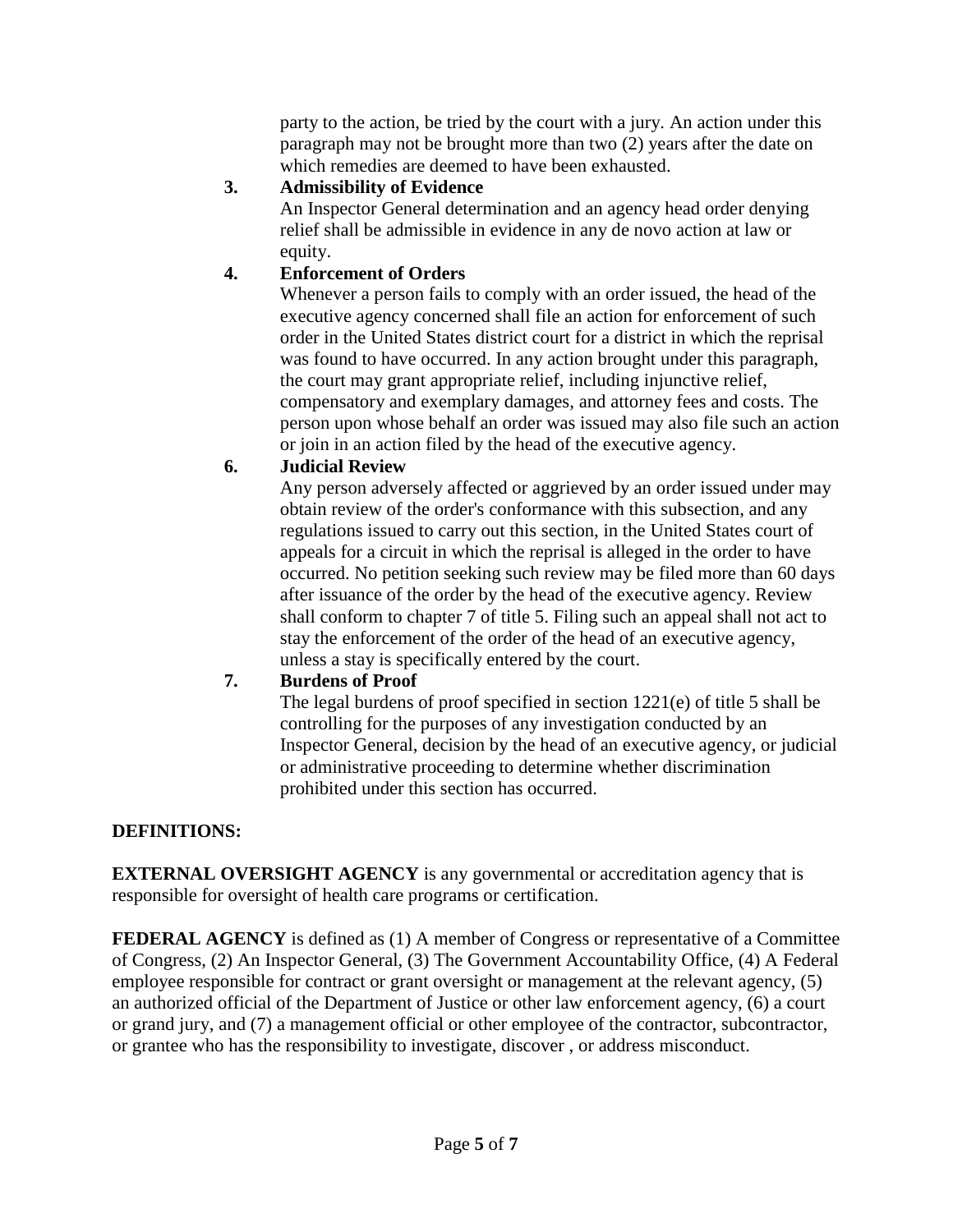party to the action, be tried by the court with a jury. An action under this paragraph may not be brought more than two (2) years after the date on which remedies are deemed to have been exhausted.

3. **Admissibility of Evidence**
   An Inspector General determination and an agency head order denying relief shall be admissible in evidence in any de novo action at law or equity.

4. **Enforcement of Orders**
   Whenever a person fails to comply with an order issued, the head of the executive agency concerned shall file an action for enforcement of such order in the United States district court for a district in which the reprisal was found to have occurred. In any action brought under this paragraph, the court may grant appropriate relief, including injunctive relief, compensatory and exemplary damages, and attorney fees and costs. The person upon whose behalf an order was issued may also file such an action or join in an action filed by the head of the executive agency.

6. **Judicial Review**
   Any person adversely affected or aggrieved by an order issued under may obtain review of the order's conformance with this subsection, and any regulations issued to carry out this section, in the United States court of appeals for a circuit in which the reprisal is alleged in the order to have occurred. No petition seeking such review may be filed more than 60 days after issuance of the order by the head of the executive agency. Review shall conform to chapter 7 of title 5. Filing such an appeal shall not act to stay the enforcement of the order of the head of an executive agency, unless a stay is specifically entered by the court.

7. **Burdens of Proof**
   The legal burdens of proof specified in section 1221(e) of title 5 shall be controlling for the purposes of any investigation conducted by an Inspector General, decision by the head of an executive agency, or judicial or administrative proceeding to determine whether discrimination prohibited under this section has occurred.

**DEFINITIONS:**

**EXTERNAL OVERSIGHT AGENCY** is any governmental or accreditation agency that is responsible for oversight of health care programs or certification.

**FEDERAL AGENCY** is defined as (1) A member of Congress or representative of a Committee of Congress, (2) An Inspector General, (3) The Government Accountability Office, (4) A Federal employee responsible for contract or grant oversight or management at the relevant agency, (5) an authorized official of the Department of Justice or other law enforcement agency, (6) a court or grand jury, and (7) a management official or other employee of the contractor, subcontractor, or grantee who has the responsibility to investigate, discover , or address misconduct.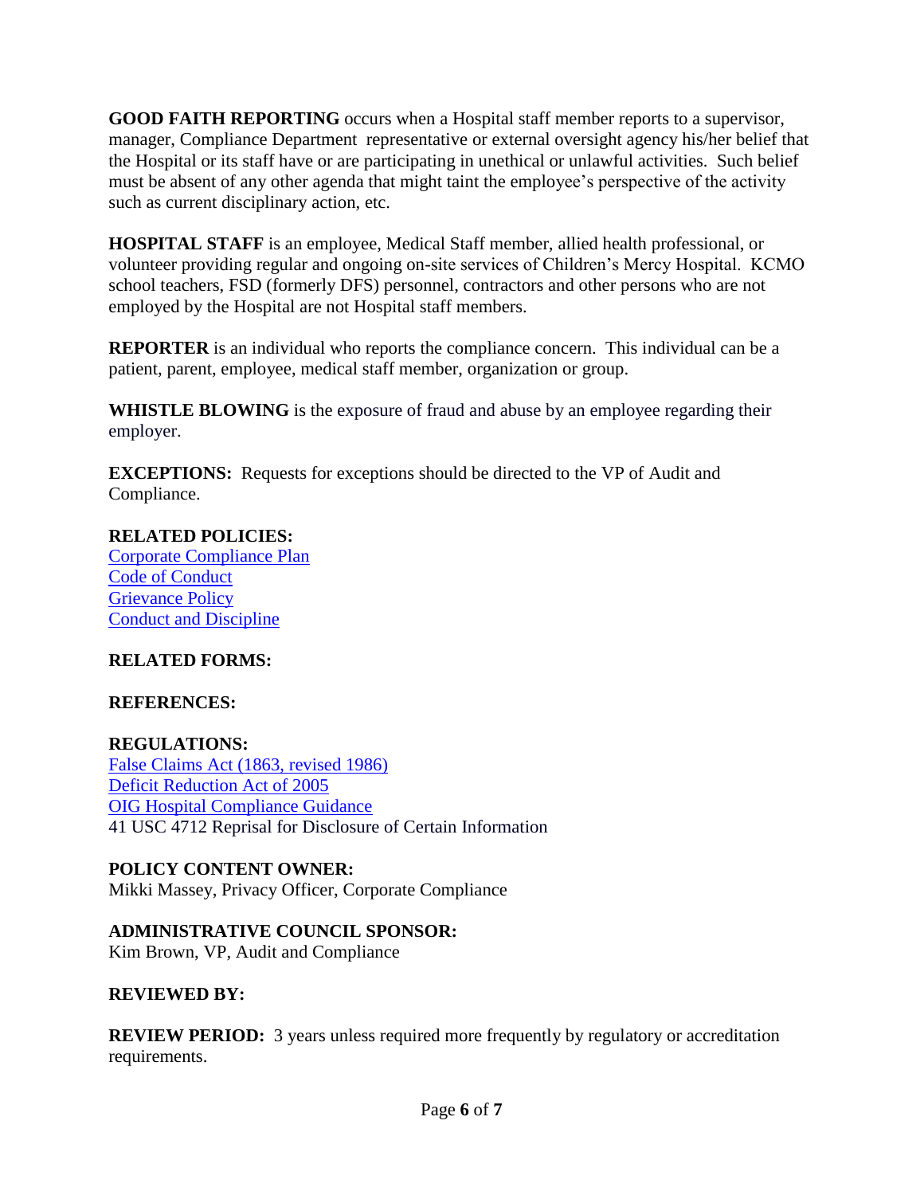**GOOD FAITH REPORTING** occurs when a Hospital staff member reports to a supervisor, manager, Compliance Department representative or external oversight agency his/her belief that the Hospital or its staff have or are participating in unethical or unlawful activities. Such belief must be absent of any other agenda that might taint the employee's perspective of the activity such as current disciplinary action, etc.

**HOSPITAL STAFF** is an employee, Medical Staff member, allied health professional, or volunteer providing regular and ongoing on-site services of Children's Mercy Hospital. KCMO school teachers, FSD (formerly DFS) personnel, contractors and other persons who are not employed by the Hospital are not Hospital staff members.

**REPORTER** is an individual who reports the compliance concern. This individual can be a patient, parent, employee, medical staff member, organization or group.

**WHISTLE BLOWING** is the exposure of fraud and abuse by an employee regarding their employer.

**EXCEPTIONS:** Requests for exceptions should be directed to the VP of Audit and Compliance.

**RELATED POLICIES:**
Corporate Compliance Plan
Code of Conduct
Grievance Policy
Conduct and Discipline

**RELATED FORMS:**

**REFERENCES:**

**REGULATIONS:**
False Claims Act (1863, revised 1986)
Deficit Reduction Act of 2005
OIG Hospital Compliance Guidance
41 USC 4712 Reprisal for Disclosure of Certain Information

**POLICY CONTENT OWNER:**
Mikki Massey, Privacy Officer, Corporate Compliance

**ADMINISTRATIVE COUNCIL SPONSOR:**
Kim Brown, VP, Audit and Compliance

**REVIEWED BY:**

**REVIEW PERIOD:** 3 years unless required more frequently by regulatory or accreditation requirements.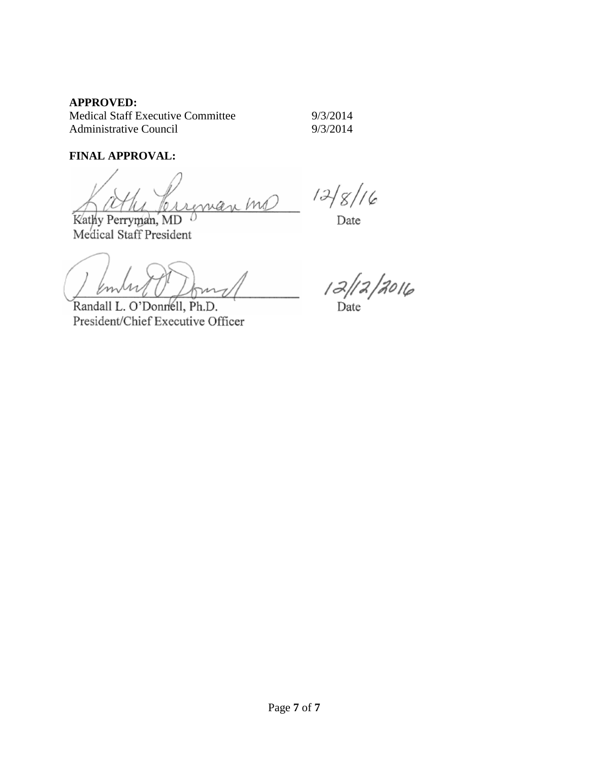**APPROVED:**

| | |
|---|---|
| Medical Staff Executive Committee | 9/3/2014 |
| Administrative Council | 9/3/2014 |

**FINAL APPROVAL:**

Kathy Perryman, MD
Medical Staff President

12/8/16
Date

Randall L. O'Donnell, Ph.D.
President/Chief Executive Officer

12/12/2016
Date